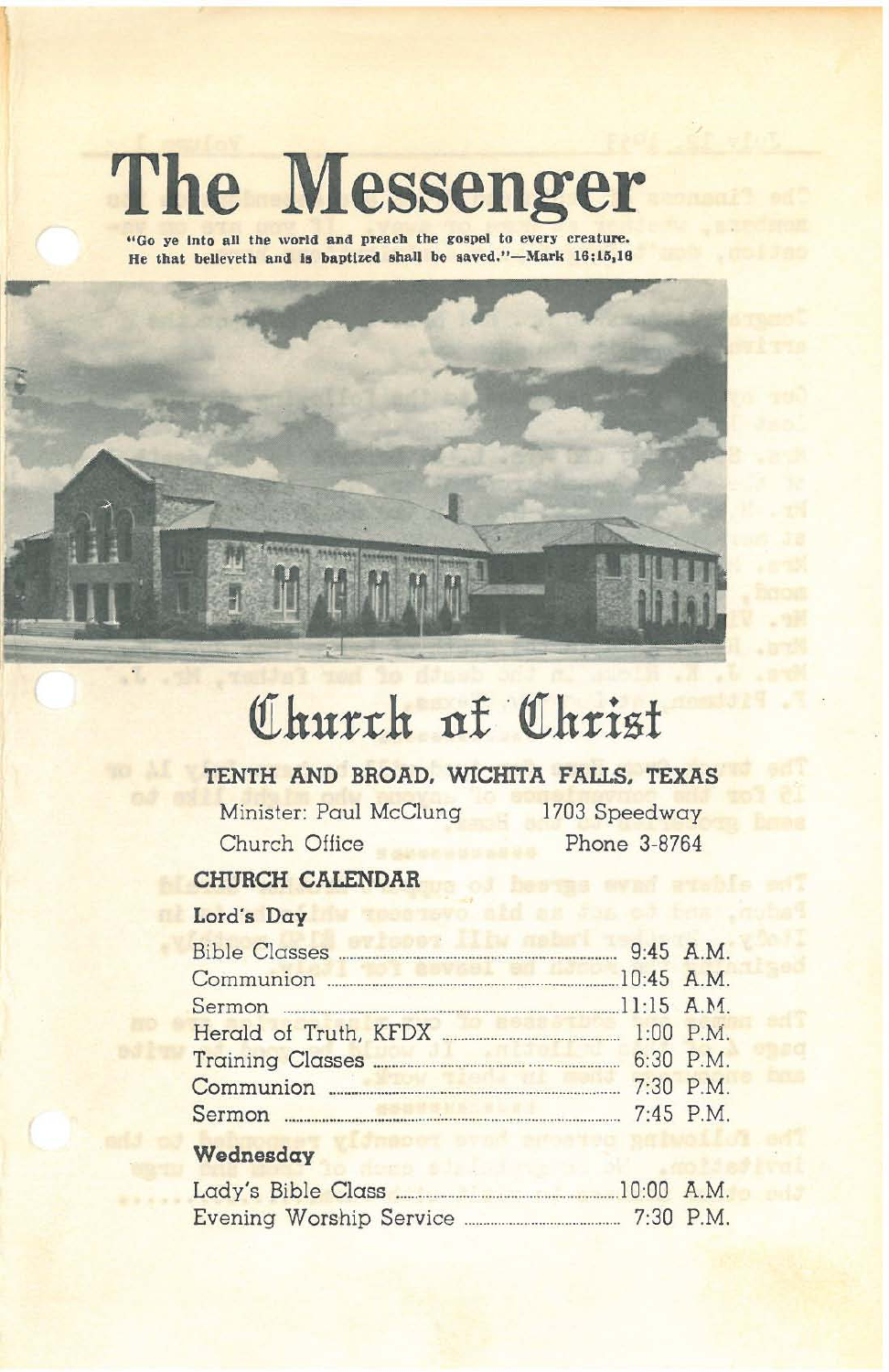# The Messenger

**"Go ye into all the world and preach the gospel to every creature. He that believeth and is baptized shall be saved."—Mark 16:15,16**

# Church of Christ

## TENTH AND BROAD, WICHITA FALLS, TEXAS

Minister: Paul McClung — 1703 Speedway

Church Office — Phone 3-8764

## CHURCH CALENDAR

### Lord's Day

| | |
|---|---|
| Bible Classes | 9:45 A.M. |
| Communion | 10:45 A.M. |
| Sermon | 11:15 A.M. |
| Herald of Truth, KFDX | 1:00 P.M. |
| Training Classes | 6:30 P.M. |
| Communion | 7:30 P.M. |
| Sermon | 7:45 P.M. |

### Wednesday

| | |
|---|---|
| Lady's Bible Class | 10:00 A.M. |
| Evening Worship Service | 7:30 P.M. |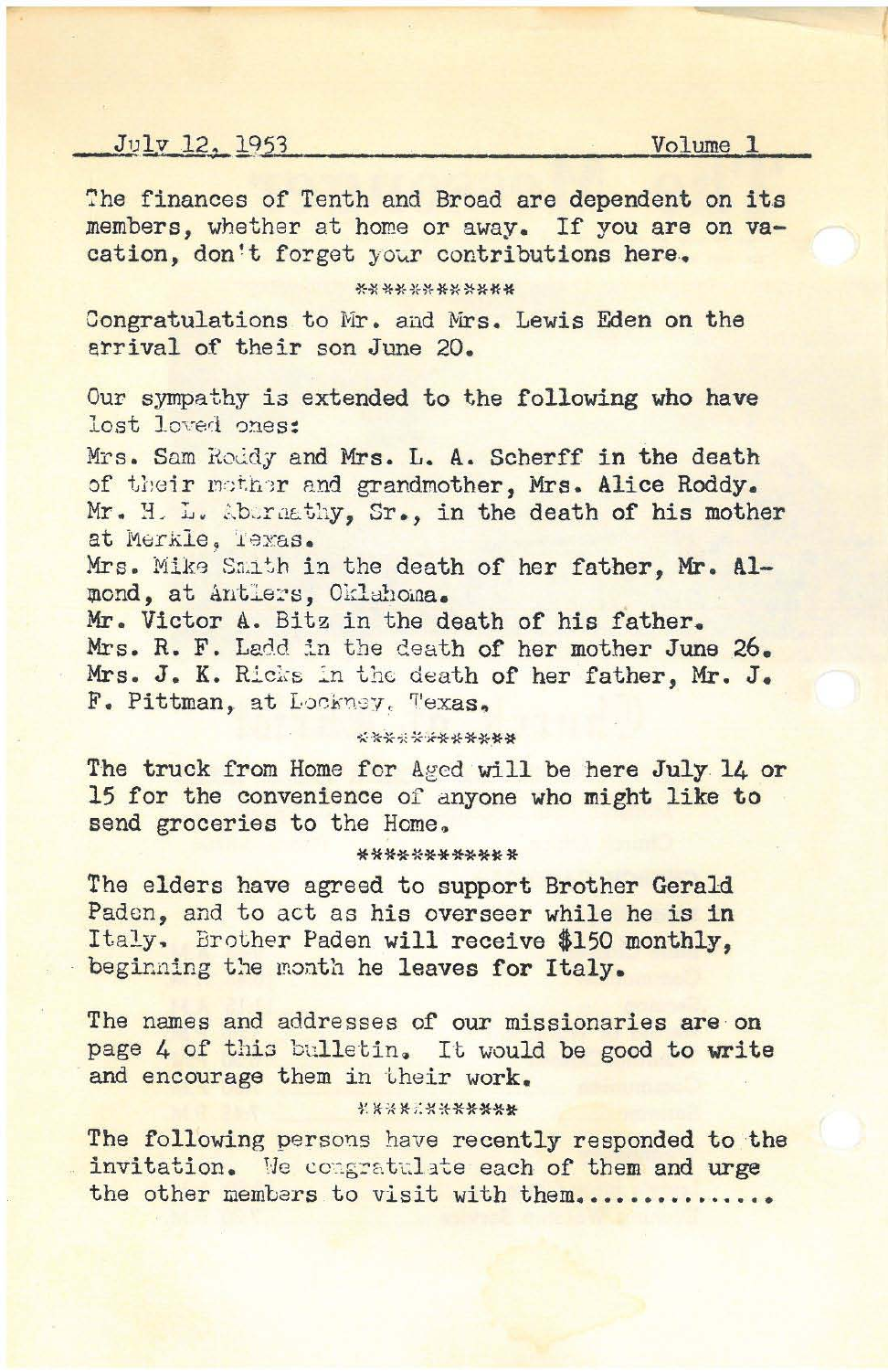The finances of Tenth and Broad are dependent on its members, whether at home or away. If you are on vacation, don't forget your contributions here.

***********

Congratulations to Mr. and Mrs. Lewis Eden on the arrival of their son June 20.

Our sympathy is extended to the following who have lost loved ones:

Mrs. Sam Roddy and Mrs. L. A. Scherff in the death of their mother and grandmother, Mrs. Alice Roddy.
Mr. H. L. Abernathy, Sr., in the death of his mother at Merkle, Texas.
Mrs. Mike Smith in the death of her father, Mr. Almond, at Antlers, Oklahoma.
Mr. Victor A. Bitz in the death of his father.
Mrs. R. F. Ladd in the death of her mother June 26.
Mrs. J. K. Ricks in the death of her father, Mr. J. F. Pittman, at Lockney, Texas.

***********

The truck from Home for Aged will be here July 14 or 15 for the convenience of anyone who might like to send groceries to the Home.

***********

The elders have agreed to support Brother Gerald Paden, and to act as his overseer while he is in Italy. Brother Paden will receive $150 monthly, beginning the month he leaves for Italy.

The names and addresses of our missionaries are on page 4 of this bulletin. It would be good to write and encourage them in their work.

***********

The following persons have recently responded to the invitation. We congratulate each of them and urge the other members to visit with them.............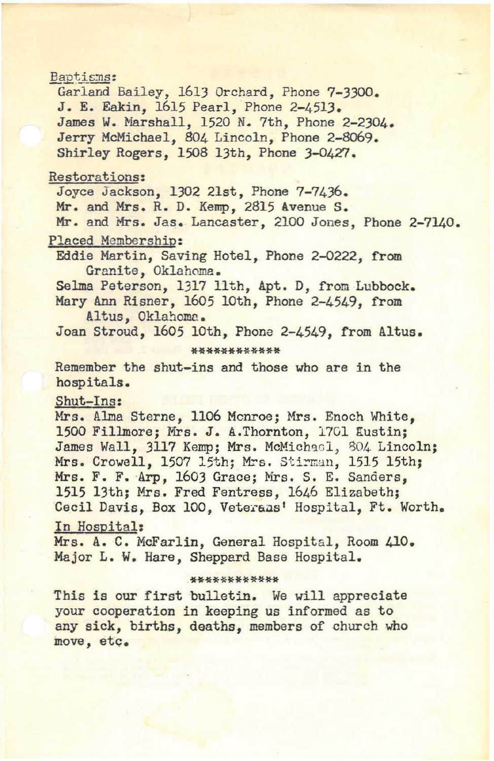Baptisms:

Garland Bailey, 1613 Orchard, Phone 7-3300.
J. E. Eakin, 1615 Pearl, Phone 2-4513.
James W. Marshall, 1520 N. 7th, Phone 2-2304.
Jerry McMichael, 804 Lincoln, Phone 2-8069.
Shirley Rogers, 1508 13th, Phone 3-0427.

Restorations:

Joyce Jackson, 1302 21st, Phone 7-7436.
Mr. and Mrs. R. D. Kemp, 2815 Avenue S.
Mr. and Mrs. Jas. Lancaster, 2100 Jones, Phone 2-7140.

Placed Membership:

Eddie Martin, Saving Hotel, Phone 2-0222, from Granite, Oklahoma.
Selma Peterson, 1317 11th, Apt. D, from Lubbock.
Mary Ann Risner, 1605 10th, Phone 2-4549, from Altus, Oklahoma.
Joan Stroud, 1605 10th, Phone 2-4549, from Altus.

************

Remember the shut-ins and those who are in the hospitals.

Shut-Ins:

Mrs. Alma Sterne, 1106 Monroe; Mrs. Enoch White, 1500 Fillmore; Mrs. J. A.Thornton, 1701 Eustin; James Wall, 3117 Kemp; Mrs. McMichael, 804 Lincoln; Mrs. Crowell, 1507 15th; Mrs. Stirman, 1515 15th; Mrs. F. F. Arp, 1603 Grace; Mrs. S. E. Sanders, 1515 13th; Mrs. Fred Fentress, 1646 Elizabeth; Cecil Davis, Box 100, Veterans' Hospital, Ft. Worth.

In Hospital:

Mrs. A. C. McFarlin, General Hospital, Room 410.
Major L. W. Hare, Sheppard Base Hospital.

************

This is our first bulletin. We will appreciate your cooperation in keeping us informed as to any sick, births, deaths, members of church who move, etc.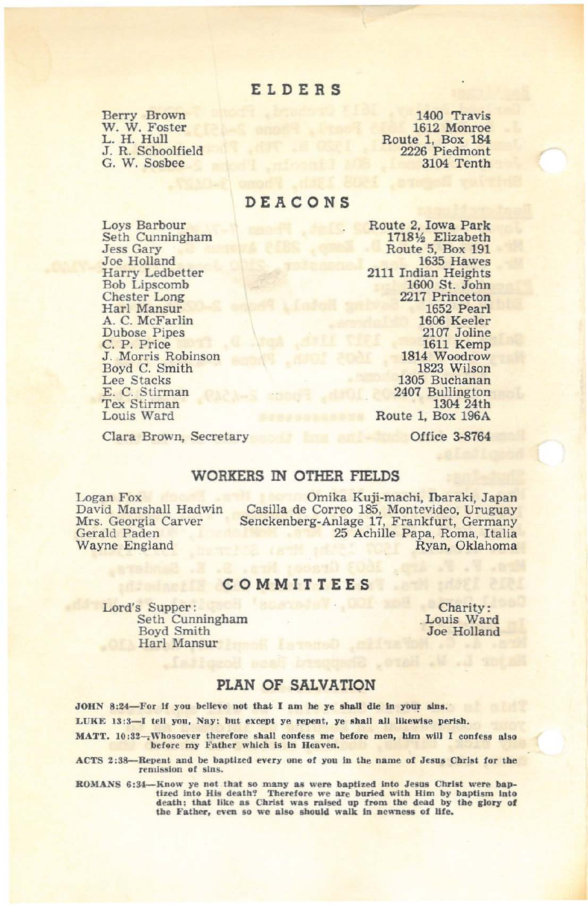## ELDERS

| | |
|---|---|
| Berry Brown | 1400 Travis |
| W. W. Foster | 1612 Monroe |
| L. H. Hull | Route 1, Box 184 |
| J. R. Schoolfield | 2226 Piedmont |
| G. W. Sosbee | 3104 Tenth |

## DEACONS

| | |
|---|---|
| Loys Barbour | Route 2, Iowa Park |
| Seth Cunningham | 1718½ Elizabeth |
| Jess Gary | Route 5, Box 191 |
| Joe Holland | 1635 Hawes |
| Harry Ledbetter | 2111 Indian Heights |
| Bob Lipscomb | 1600 St. John |
| Chester Long | 2217 Princeton |
| Harl Mansur | 1652 Pearl |
| A. C. McFarlin | 1606 Keeler |
| Dubose Pipes | 2107 Joline |
| C. P. Price | 1611 Kemp |
| J. Morris Robinson | 1814 Woodrow |
| Boyd C. Smith | 1823 Wilson |
| Lee Stacks | 1305 Buchanan |
| E. C. Stirman | 2407 Bullington |
| Tex Stirman | 1304 24th |
| Louis Ward | Route 1, Box 196A |

Clara Brown, Secretary — Office 3-8764

## WORKERS IN OTHER FIELDS

| | |
|---|---|
| Logan Fox | Omika Kuji-machi, Ibaraki, Japan |
| David Marshall Hadwin | Casilla de Correo 185, Montevideo, Uruguay |
| Mrs. Georgia Carver | Senckenberg-Anlage 17, Frankfurt, Germany |
| Gerald Paden | 25 Achille Papa, Roma, Italia |
| Wayne England | Ryan, Oklahoma |

## COMMITTEES

**Lord's Supper:**
Seth Cunningham
Boyd Smith
Harl Mansur

**Charity:**
Louis Ward
Joe Holland

## PLAN OF SALVATION

**JOHN 8:24**—For if you believe not that I am he ye shall die in your sins.

**LUKE 13:3**—I tell you, Nay: but except ye repent, ye shall all likewise perish.

**MATT. 10:32**—Whosoever therefore shall confess me before men, him will I confess also before my Father which is in Heaven.

**ACTS 2:38**—Repent and be baptized every one of you in the name of Jesus Christ for the remission of sins.

**ROMANS 6:34**—Know ye not that so many as were baptized into Jesus Christ were baptized into His death? Therefore we are buried with Him by baptism into death; that like as Christ was raised up from the dead by the glory of the Father, even so we also should walk in newness of life.